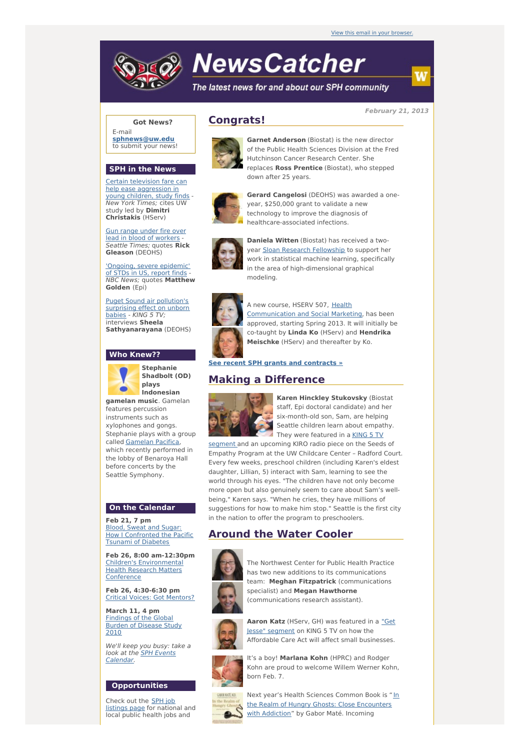View this email in your browser.

# NewsCatcher

*The latest news for and about our SPH community*

**February 21, 2013**

## Congrats!

**Garnet Anderson** (Biostat) is the new director of the Public Health Sciences Division at the Fred Hutchinson Cancer Research Center. She replaces **Ross Prentice** (Biostat), who stepped down after 25 years.

**Gerard Cangelosi** (DEOHS) was awarded a one-year, $250,000 grant to validate a new technology to improve the diagnosis of healthcare-associated infections.

**Daniela Witten** (Biostat) has received a two-year Sloan Research Fellowship to support her work in statistical machine learning, specifically in the area of high-dimensional graphical modeling.

A new course, HSERV 507, Health Communication and Social Marketing, has been approved, starting Spring 2013. It will initially be co-taught by **Linda Ko** (HServ) and **Hendrika Meischke** (HServ) and thereafter by Ko.

**See recent SPH grants and contracts »**

## Making a Difference

**Karen Hinckley Stukovsky** (Biostat staff, Epi doctoral candidate) and her six-month-old son, Sam, are helping Seattle children learn about empathy. They were featured in a KING 5 TV segment and an upcoming KIRO radio piece on the Seeds of Empathy Program at the UW Childcare Center – Radford Court. Every few weeks, preschool children (including Karen's eldest daughter, Lillian, 5) interact with Sam, learning to see the world through his eyes. "The children have not only become more open but also genuinely seem to care about Sam's well-being," Karen says. "When he cries, they have millions of suggestions for how to make him stop." Seattle is the first city in the nation to offer the program to preschoolers.

## Around the Water Cooler

The Northwest Center for Public Health Practice has two new additions to its communications team: **Meghan Fitzpatrick** (communications specialist) and **Megan Hawthorne** (communications research assistant).

**Aaron Katz** (HServ, GH) was featured in a "Get Jesse" segment on KING 5 TV on how the Affordable Care Act will affect small businesses.

It's a boy! **Marlana Kohn** (HPRC) and Rodger Kohn are proud to welcome Willem Werner Kohn, born Feb. 7.

Next year's Health Sciences Common Book is "In the Realm of Hungry Ghosts: Close Encounters with Addiction" by Gabor Maté. Incoming

### Got News?

E-mail **sphnews@uw.edu** to submit your news!

### SPH in the News

Certain television fare can help ease aggression in young children, study finds - *New York Times;* cites UW study led by **Dimitri Christakis** (HServ)

Gun range under fire over lead in blood of workers - *Seattle Times;* quotes **Rick Gleason** (DEOHS)

'Ongoing, severe epidemic' of STDs in US, report finds - *NBC News;* quotes **Matthew Golden** (Epi)

Puget Sound air pollution's surprising effect on unborn babies - *KING 5 TV;* interviews **Sheela Sathyanarayana** (DEOHS)

### Who Knew??

**Stephanie Shadbolt (OD) plays Indonesian gamelan music**. Gamelan features percussion instruments such as xylophones and gongs. Stephanie plays with a group called Gamelan Pacifica, which recently performed in the lobby of Benaroya Hall before concerts by the Seattle Symphony.

### On the Calendar

**Feb 21, 7 pm**
Blood, Sweat and Sugar: How I Confronted the Pacific Tsunami of Diabetes

**Feb 26, 8:00 am-12:30pm**
Children's Environmental Health Research Matters Conference

**Feb 26, 4:30-6:30 pm**
Critical Voices: Got Mentors?

**March 11, 4 pm**
Findings of the Global Burden of Disease Study 2010

*We'll keep you busy: take a look at the SPH Events Calendar.*

### Opportunities

Check out the SPH job listings page for national and local public health jobs and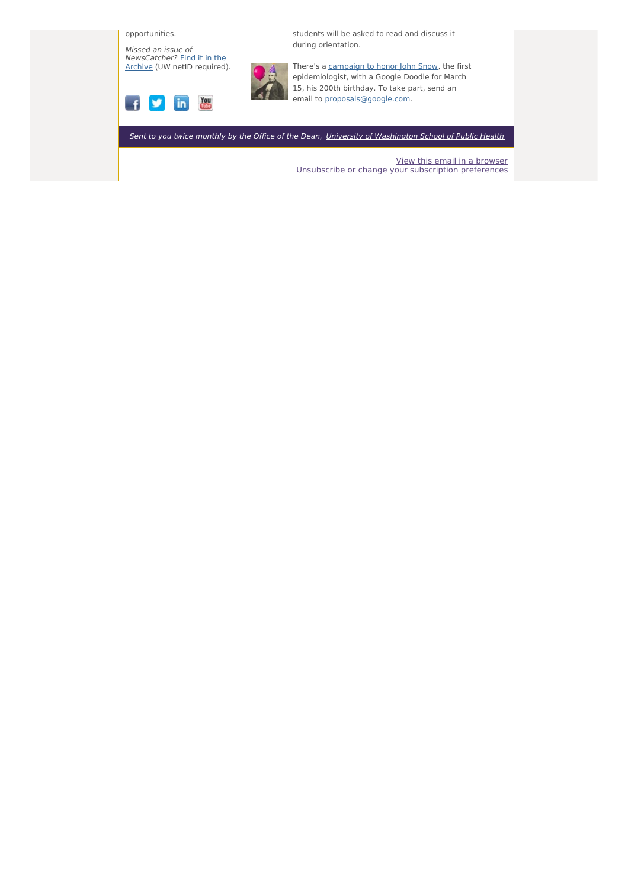opportunities.

*Missed an issue of NewsCatcher?* Find it in the Archive (UW netID required).

students will be asked to read and discuss it during orientation.

There's a campaign to honor John Snow, the first epidemiologist, with a Google Doodle for March 15, his 200th birthday. To take part, send an email to proposals@google.com.

*Sent to you twice monthly by the Office of the Dean, University of Washington School of Public Health*

View this email in a browser
Unsubscribe or change your subscription preferences